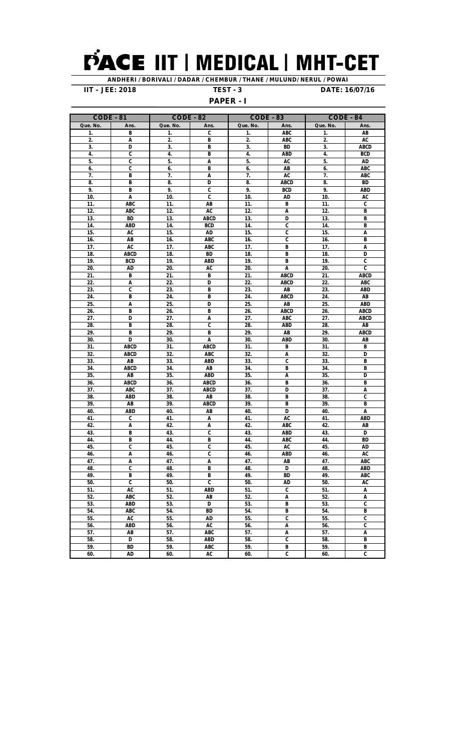# PACE IIT | MEDICAL | MHT-CET

**ANDHERI / BORIVALI / DADAR / CHEMBUR / THANE / MULUND/ NERUL / POWAI**

**IIT – JEE: 2018** **TEST - 3** **DATE: 16/07/16**

**PAPER - I**

| CODE - 81 | | CODE - 82 | | CODE - 83 | | CODE - 84 | |
|---|---|---|---|---|---|---|---|
| Que. No. | Ans. | Que. No. | Ans. | Que. No. | Ans. | Que. No. | Ans. |
| 1. | B | 1. | C | 1. | ABC | 1. | AB |
| 2. | A | 2. | B | 2. | ABC | 2. | AC |
| 3. | D | 3. | B | 3. | BD | 3. | ABCD |
| 4. | C | 4. | B | 4. | ABD | 4. | BCD |
| 5. | C | 5. | A | 5. | AC | 5. | AD |
| 6. | C | 6. | B | 6. | AB | 6. | ABC |
| 7. | B | 7. | A | 7. | AC | 7. | ABC |
| 8. | B | 8. | D | 8. | ABCD | 8. | BD |
| 9. | B | 9. | C | 9. | BCD | 9. | ABD |
| 10. | A | 10. | C | 10. | AD | 10. | AC |
| 11. | ABC | 11. | AB | 11. | B | 11. | C |
| 12. | ABC | 12. | AC | 12. | A | 12. | B |
| 13. | BD | 13. | ABCD | 13. | D | 13. | B |
| 14. | ABD | 14. | BCD | 14. | C | 14. | B |
| 15. | AC | 15. | AD | 15. | C | 15. | A |
| 16. | AB | 16. | ABC | 16. | C | 16. | B |
| 17. | AC | 17. | ABC | 17. | B | 17. | A |
| 18. | ABCD | 18. | BD | 18. | B | 18. | D |
| 19. | BCD | 19. | ABD | 19. | B | 19. | C |
| 20. | AD | 20. | AC | 20. | A | 20. | C |
| 21. | B | 21. | B | 21. | ABCD | 21. | ABCD |
| 22. | A | 22. | D | 22. | ABCD | 22. | ABC |
| 23. | C | 23. | B | 23. | AB | 23. | ABD |
| 24. | B | 24. | B | 24. | ABCD | 24. | AB |
| 25. | A | 25. | D | 25. | AB | 25. | ABD |
| 26. | B | 26. | B | 26. | ABCD | 26. | ABCD |
| 27. | D | 27. | A | 27. | ABC | 27. | ABCD |
| 28. | B | 28. | C | 28. | ABD | 28. | AB |
| 29. | B | 29. | B | 29. | AB | 29. | ABCD |
| 30. | D | 30. | A | 30. | ABD | 30. | AB |
| 31. | ABCD | 31. | ABCD | 31. | B | 31. | B |
| 32. | ABCD | 32. | ABC | 32. | A | 32. | D |
| 33. | AB | 33. | ABD | 33. | C | 33. | B |
| 34. | ABCD | 34. | AB | 34. | B | 34. | B |
| 35. | AB | 35. | ABD | 35. | A | 35. | D |
| 36. | ABCD | 36. | ABCD | 36. | B | 36. | B |
| 37. | ABC | 37. | ABCD | 37. | D | 37. | A |
| 38. | ABD | 38. | AB | 38. | B | 38. | C |
| 39. | AB | 39. | ABCD | 39. | B | 39. | B |
| 40. | ABD | 40. | AB | 40. | D | 40. | A |
| 41. | C | 41. | A | 41. | AC | 41. | ABD |
| 42. | A | 42. | A | 42. | ABC | 42. | AB |
| 43. | B | 43. | C | 43. | ABD | 43. | D |
| 44. | B | 44. | B | 44. | ABC | 44. | BD |
| 45. | C | 45. | C | 45. | AC | 45. | AD |
| 46. | A | 46. | C | 46. | ABD | 46. | AC |
| 47. | A | 47. | A | 47. | AB | 47. | ABC |
| 48. | C | 48. | B | 48. | D | 48. | ABD |
| 49. | B | 49. | B | 49. | BD | 49. | ABC |
| 50. | C | 50. | C | 50. | AD | 50. | AC |
| 51. | AC | 51. | ABD | 51. | C | 51. | A |
| 52. | ABC | 52. | AB | 52. | A | 52. | A |
| 53. | ABD | 53. | D | 53. | B | 53. | C |
| 54. | ABC | 54. | BD | 54. | B | 54. | B |
| 55. | AC | 55. | AD | 55. | C | 55. | C |
| 56. | ABD | 56. | AC | 56. | A | 56. | C |
| 57. | AB | 57. | ABC | 57. | A | 57. | A |
| 58. | D | 58. | ABD | 58. | C | 58. | B |
| 59. | BD | 59. | ABC | 59. | B | 59. | B |
| 60. | AD | 60. | AC | 60. | C | 60. | C |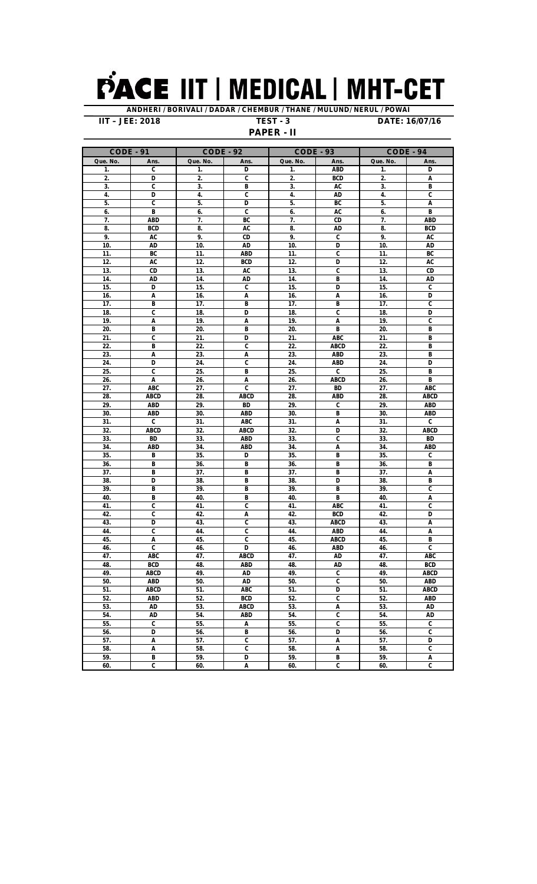# PACE IIT | MEDICAL | MHT-CET

**ANDHERI / BORIVALI / DADAR / CHEMBUR / THANE / MULUND/ NERUL / POWAI**

**IIT – JEE: 2018** **TEST - 3** **DATE: 16/07/16**

**PAPER - II**

| CODE - 91 | | CODE - 92 | | CODE - 93 | | CODE - 94 | |
|---|---|---|---|---|---|---|---|
| Que. No. | Ans. | Que. No. | Ans. | Que. No. | Ans. | Que. No. | Ans. |
| 1. | C | 1. | D | 1. | ABD | 1. | D |
| 2. | D | 2. | C | 2. | BCD | 2. | A |
| 3. | C | 3. | B | 3. | AC | 3. | B |
| 4. | D | 4. | C | 4. | AD | 4. | C |
| 5. | C | 5. | D | 5. | BC | 5. | A |
| 6. | B | 6. | C | 6. | AC | 6. | B |
| 7. | ABD | 7. | BC | 7. | CD | 7. | ABD |
| 8. | BCD | 8. | AC | 8. | AD | 8. | BCD |
| 9. | AC | 9. | CD | 9. | C | 9. | AC |
| 10. | AD | 10. | AD | 10. | D | 10. | AD |
| 11. | BC | 11. | ABD | 11. | C | 11. | BC |
| 12. | AC | 12. | BCD | 12. | D | 12. | AC |
| 13. | CD | 13. | AC | 13. | C | 13. | CD |
| 14. | AD | 14. | AD | 14. | B | 14. | AD |
| 15. | D | 15. | C | 15. | D | 15. | C |
| 16. | A | 16. | A | 16. | A | 16. | D |
| 17. | B | 17. | B | 17. | B | 17. | C |
| 18. | C | 18. | D | 18. | C | 18. | D |
| 19. | A | 19. | A | 19. | A | 19. | C |
| 20. | B | 20. | B | 20. | B | 20. | B |
| 21. | C | 21. | D | 21. | ABC | 21. | B |
| 22. | B | 22. | C | 22. | ABCD | 22. | B |
| 23. | A | 23. | A | 23. | ABD | 23. | B |
| 24. | D | 24. | C | 24. | ABD | 24. | D |
| 25. | C | 25. | B | 25. | C | 25. | B |
| 26. | A | 26. | A | 26. | ABCD | 26. | B |
| 27. | ABC | 27. | C | 27. | BD | 27. | ABC |
| 28. | ABCD | 28. | ABCD | 28. | ABD | 28. | ABCD |
| 29. | ABD | 29. | BD | 29. | C | 29. | ABD |
| 30. | ABD | 30. | ABD | 30. | B | 30. | ABD |
| 31. | C | 31. | ABC | 31. | A | 31. | C |
| 32. | ABCD | 32. | ABCD | 32. | D | 32. | ABCD |
| 33. | BD | 33. | ABD | 33. | C | 33. | BD |
| 34. | ABD | 34. | ABD | 34. | A | 34. | ABD |
| 35. | B | 35. | D | 35. | B | 35. | C |
| 36. | B | 36. | B | 36. | B | 36. | B |
| 37. | B | 37. | B | 37. | B | 37. | A |
| 38. | D | 38. | B | 38. | D | 38. | B |
| 39. | B | 39. | B | 39. | B | 39. | C |
| 40. | B | 40. | B | 40. | B | 40. | A |
| 41. | C | 41. | C | 41. | ABC | 41. | C |
| 42. | C | 42. | A | 42. | BCD | 42. | D |
| 43. | D | 43. | C | 43. | ABCD | 43. | A |
| 44. | C | 44. | C | 44. | ABD | 44. | A |
| 45. | A | 45. | C | 45. | ABCD | 45. | B |
| 46. | C | 46. | D | 46. | ABD | 46. | C |
| 47. | ABC | 47. | ABCD | 47. | AD | 47. | ABC |
| 48. | BCD | 48. | ABD | 48. | AD | 48. | BCD |
| 49. | ABCD | 49. | AD | 49. | C | 49. | ABCD |
| 50. | ABD | 50. | AD | 50. | C | 50. | ABD |
| 51. | ABCD | 51. | ABC | 51. | D | 51. | ABCD |
| 52. | ABD | 52. | BCD | 52. | C | 52. | ABD |
| 53. | AD | 53. | ABCD | 53. | A | 53. | AD |
| 54. | AD | 54. | ABD | 54. | C | 54. | AD |
| 55. | C | 55. | A | 55. | C | 55. | C |
| 56. | D | 56. | B | 56. | D | 56. | C |
| 57. | A | 57. | C | 57. | A | 57. | D |
| 58. | A | 58. | C | 58. | A | 58. | C |
| 59. | B | 59. | D | 59. | B | 59. | A |
| 60. | C | 60. | A | 60. | C | 60. | C |